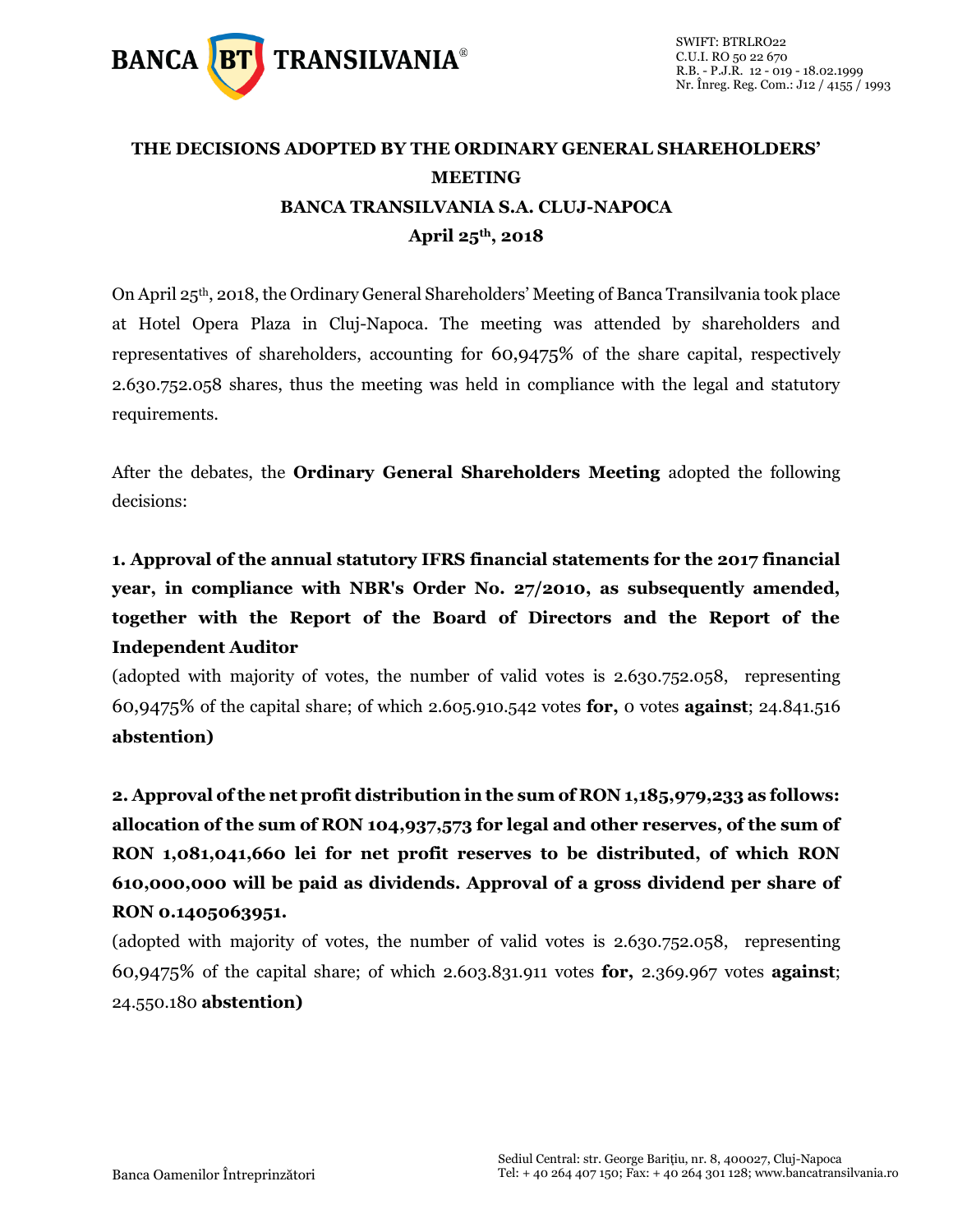BANCA BT TRANSILVANIA®

SWIFT: BTRLRO22
C.U.I. RO 50 22 670
R.B. - P.J.R. 12 - 019 - 18.02.1999
Nr. Înreg. Reg. Com.: J12 / 4155 / 1993

# THE DECISIONS ADOPTED BY THE ORDINARY GENERAL SHAREHOLDERS' MEETING BANCA TRANSILVANIA S.A. CLUJ-NAPOCA April 25th, 2018

On April 25th, 2018, the Ordinary General Shareholders' Meeting of Banca Transilvania took place at Hotel Opera Plaza in Cluj-Napoca. The meeting was attended by shareholders and representatives of shareholders, accounting for 60,9475% of the share capital, respectively 2.630.752.058 shares, thus the meeting was held in compliance with the legal and statutory requirements.

After the debates, the **Ordinary General Shareholders Meeting** adopted the following decisions:

**1. Approval of the annual statutory IFRS financial statements for the 2017 financial year, in compliance with NBR's Order No. 27/2010, as subsequently amended, together with the Report of the Board of Directors and the Report of the Independent Auditor**

(adopted with majority of votes, the number of valid votes is 2.630.752.058, representing 60,9475% of the capital share; of which 2.605.910.542 votes **for,** 0 votes **against**; 24.841.516 **abstention)**

**2. Approval of the net profit distribution in the sum of RON 1,185,979,233 as follows: allocation of the sum of RON 104,937,573 for legal and other reserves, of the sum of RON 1,081,041,660 lei for net profit reserves to be distributed, of which RON 610,000,000 will be paid as dividends. Approval of a gross dividend per share of RON 0.1405063951.**

(adopted with majority of votes, the number of valid votes is 2.630.752.058, representing 60,9475% of the capital share; of which 2.603.831.911 votes **for,** 2.369.967 votes **against**; 24.550.180 **abstention)**

Banca Oamenilor Întreprinzători

Sediul Central: str. George Barițiu, nr. 8, 400027, Cluj-Napoca
Tel: + 40 264 407 150; Fax: + 40 264 301 128; www.bancatransilvania.ro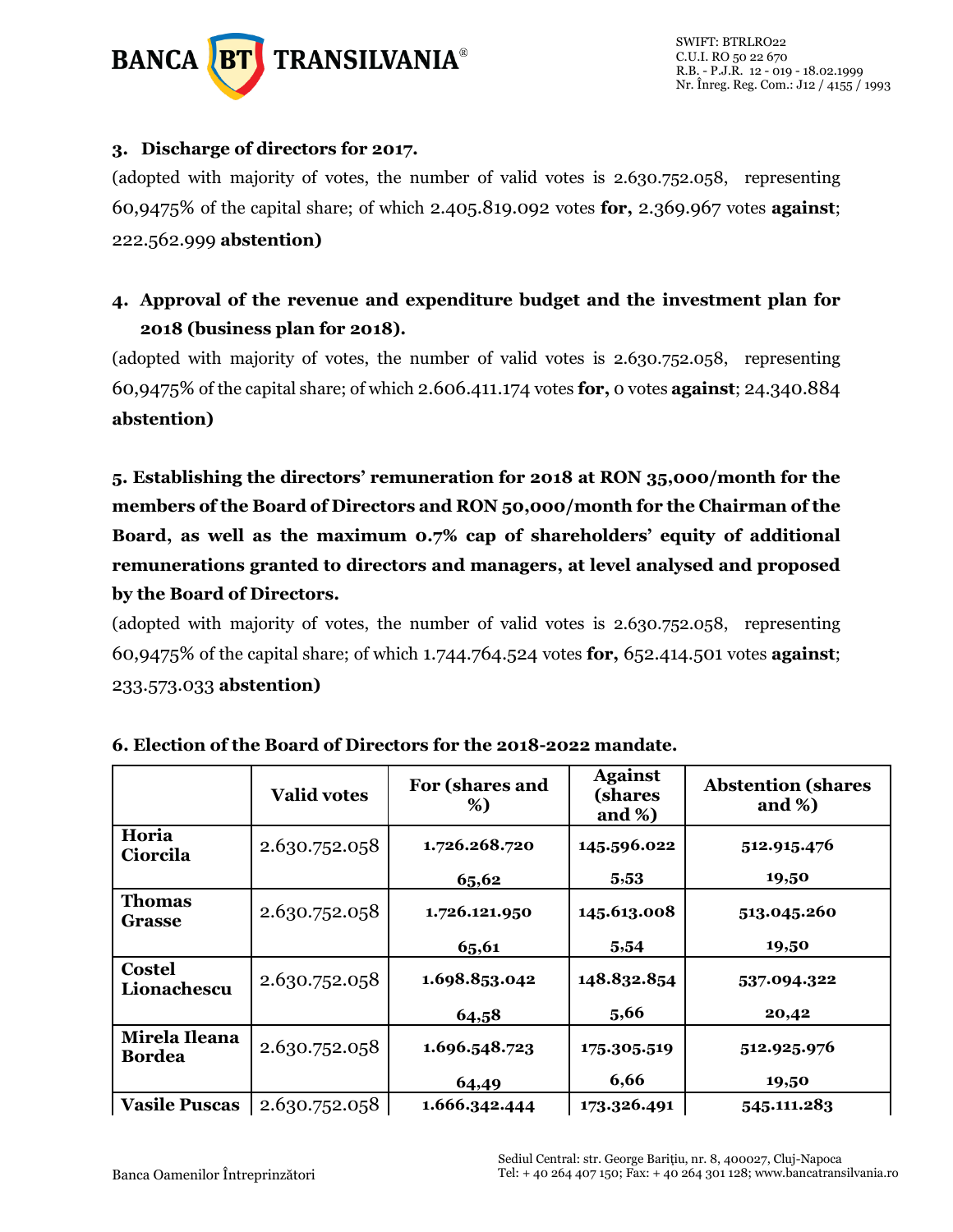**3. Discharge of directors for 2017.**

(adopted with majority of votes, the number of valid votes is 2.630.752.058, representing 60,9475% of the capital share; of which 2.405.819.092 votes **for,** 2.369.967 votes **against**; 222.562.999 **abstention)**

**4. Approval of the revenue and expenditure budget and the investment plan for 2018 (business plan for 2018).**

(adopted with majority of votes, the number of valid votes is 2.630.752.058, representing 60,9475% of the capital share; of which 2.606.411.174 votes **for,** 0 votes **against**; 24.340.884 **abstention)**

**5. Establishing the directors' remuneration for 2018 at RON 35,000/month for the members of the Board of Directors and RON 50,000/month for the Chairman of the Board, as well as the maximum 0.7% cap of shareholders' equity of additional remunerations granted to directors and managers, at level analysed and proposed by the Board of Directors.**

(adopted with majority of votes, the number of valid votes is 2.630.752.058, representing 60,9475% of the capital share; of which 1.744.764.524 votes **for,** 652.414.501 votes **against**; 233.573.033 **abstention)**

**6. Election of the Board of Directors for the 2018-2022 mandate.**

| | Valid votes | For (shares and %) | Against (shares and %) | Abstention (shares and %) |
|---|---|---|---|---|
| **Horia Ciorcila** | 2.630.752.058 | **1.726.268.720** | **145.596.022** | **512.915.476** |
| | | **65,62** | **5,53** | **19,50** |
| **Thomas Grasse** | 2.630.752.058 | **1.726.121.950** | **145.613.008** | **513.045.260** |
| | | **65,61** | **5,54** | **19,50** |
| **Costel Lionachescu** | 2.630.752.058 | **1.698.853.042** | **148.832.854** | **537.094.322** |
| | | **64,58** | **5,66** | **20,42** |
| **Mirela Ileana Bordea** | 2.630.752.058 | **1.696.548.723** | **175.305.519** | **512.925.976** |
| | | **64,49** | **6,66** | **19,50** |
| **Vasile Puscas** | 2.630.752.058 | **1.666.342.444** | **173.326.491** | **545.111.283** |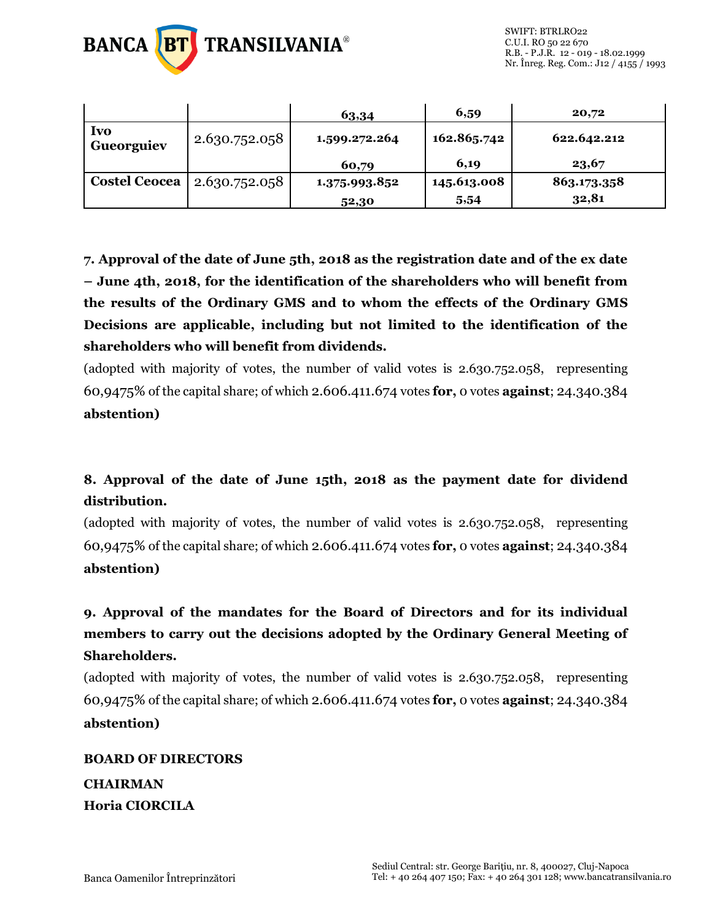| | | | | |
|---|---|---|---|---|
| | | **63,34** | **6,59** | **20,72** |
| **Ivo Gueorguiev** | 2.630.752.058 | **1.599.272.264**<br>**60,79** | **162.865.742**<br>**6,19** | **622.642.212**<br>**23,67** |
| **Costel Ceocea** | 2.630.752.058 | **1.375.993.852**<br>**52,30** | **145.613.008**<br>**5,54** | **863.173.358**<br>**32,81** |

**7. Approval of the date of June 5th, 2018 as the registration date and of the ex date – June 4th, 2018, for the identification of the shareholders who will benefit from the results of the Ordinary GMS and to whom the effects of the Ordinary GMS Decisions are applicable, including but not limited to the identification of the shareholders who will benefit from dividends.**

(adopted with majority of votes, the number of valid votes is 2.630.752.058, representing 60,9475% of the capital share; of which 2.606.411.674 votes **for,** 0 votes **against**; 24.340.384 **abstention)**

**8. Approval of the date of June 15th, 2018 as the payment date for dividend distribution.**

(adopted with majority of votes, the number of valid votes is 2.630.752.058, representing 60,9475% of the capital share; of which 2.606.411.674 votes **for,** 0 votes **against**; 24.340.384 **abstention)**

**9. Approval of the mandates for the Board of Directors and for its individual members to carry out the decisions adopted by the Ordinary General Meeting of Shareholders.**

(adopted with majority of votes, the number of valid votes is 2.630.752.058, representing 60,9475% of the capital share; of which 2.606.411.674 votes **for,** 0 votes **against**; 24.340.384 **abstention)**

**BOARD OF DIRECTORS**

**CHAIRMAN**

**Horia CIORCILA**